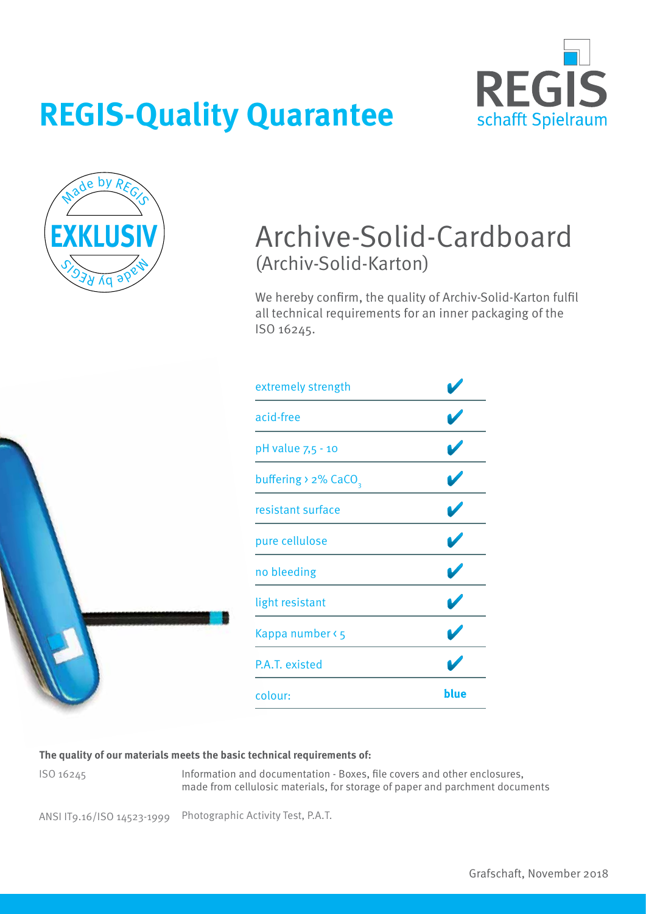# REGIS-Quality Quarantee

REGIS schafft Spielraum

Made by REGIS EXKLUSIV Made by REGIS

## Archive-Solid-Cardboard

(Archiv-Solid-Karton)

We hereby confirm, the quality of Archiv-Solid-Karton fulfil all technical requirements for an inner packaging of the ISO 16245.

| | |
|---|---|
| extremely strength | ✔ |
| acid-free | ✔ |
| pH value 7,5 - 10 | ✔ |
| buffering › 2% $CaCO_3$ | ✔ |
| resistant surface | ✔ |
| pure cellulose | ✔ |
| no bleeding | ✔ |
| light resistant | ✔ |
| Kappa number ‹ 5 | ✔ |
| P.A.T. existed | ✔ |
| colour: | **blue** |

**The quality of our materials meets the basic technical requirements of:**

| | |
|---|---|
| ISO 16245 | Information and documentation - Boxes, file covers and other enclosures, made from cellulosic materials, for storage of paper and parchment documents |
| ANSI IT9.16/ISO 14523-1999 | Photographic Activity Test, P.A.T. |

Grafschaft, November 2018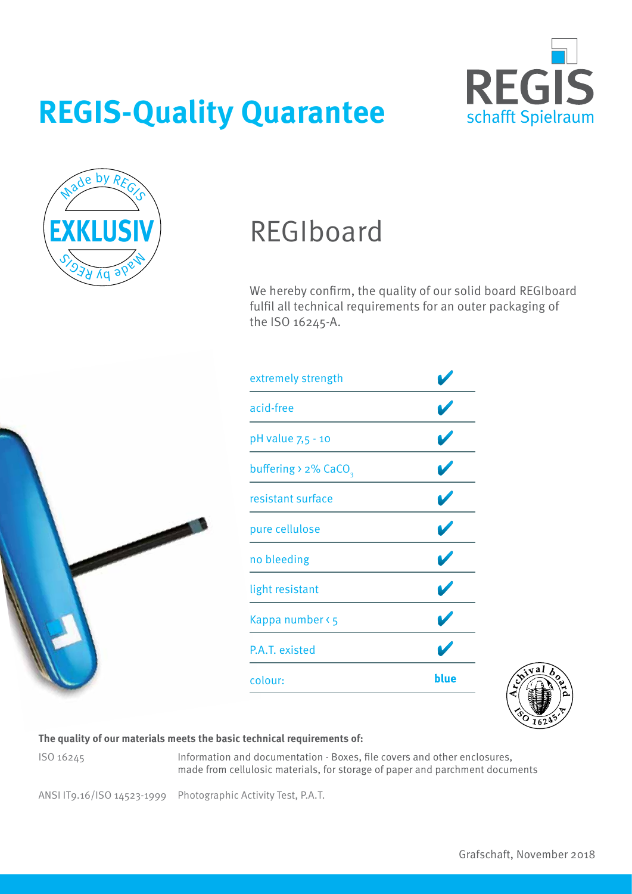# REGIS-Quality Quarantee

REGIS
schafft Spielraum

Made by REGIS
EXKLUSIV
Made by REGIS

## REGIboard

We hereby confirm, the quality of our solid board REGIboard fulfil all technical requirements for an outer packaging of the ISO 16245-A.

| | |
|---|---|
| extremely strength | ✔ |
| acid-free | ✔ |
| pH value 7,5 - 10 | ✔ |
| buffering › 2% $CaCO_3$ | ✔ |
| resistant surface | ✔ |
| pure cellulose | ✔ |
| no bleeding | ✔ |
| light resistant | ✔ |
| Kappa number ‹ 5 | ✔ |
| P.A.T. existed | ✔ |
| colour: | **blue** |

Archival board ISO 16245-A

**The quality of our materials meets the basic technical requirements of:**

| | |
|---|---|
| ISO 16245 | Information and documentation - Boxes, file covers and other enclosures, made from cellulosic materials, for storage of paper and parchment documents |
| ANSI IT9.16/ISO 14523-1999 | Photographic Activity Test, P.A.T. |

Grafschaft, November 2018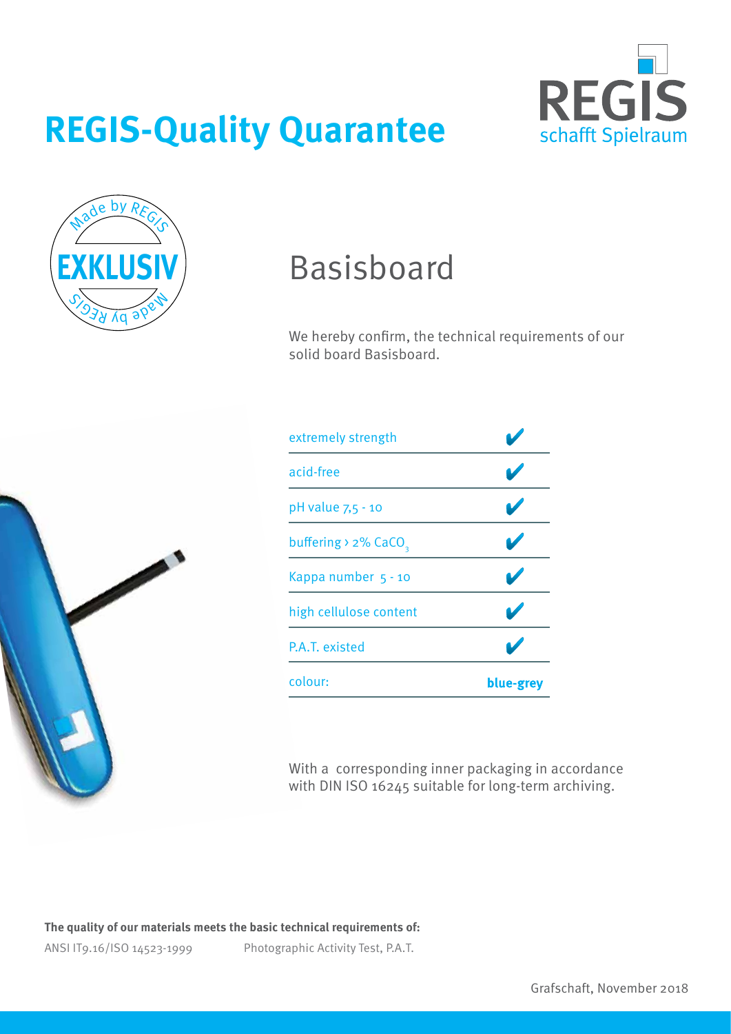# REGIS-Quality Quarantee

REGIS
schafft Spielraum

Made by REGIS
EXKLUSIV
Made by REGIS

## Basisboard

We hereby confirm, the technical requirements of our solid board Basisboard.

| | |
|---|---|
| extremely strength | ✔ |
| acid-free | ✔ |
| pH value 7,5 - 10 | ✔ |
| buffering › 2% $CaCO_3$ | ✔ |
| Kappa number 5 - 10 | ✔ |
| high cellulose content | ✔ |
| P.A.T. existed | ✔ |
| colour: | **blue-grey** |

With a corresponding inner packaging in accordance with DIN ISO 16245 suitable for long-term archiving.

**The quality of our materials meets the basic technical requirements of:**

ANSI IT9.16/ISO 14523-1999 Photographic Activity Test, P.A.T.

Grafschaft, November 2018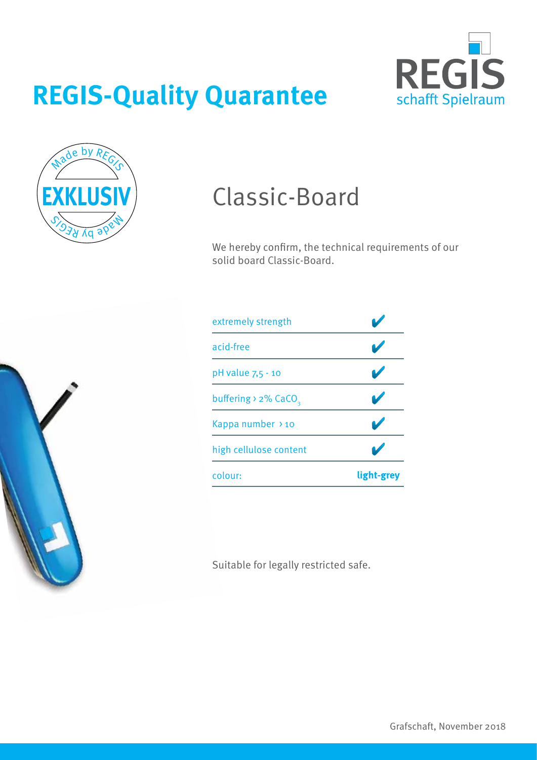# REGIS-Quality Quarantee

REGIS
schafft Spielraum

Made by REGIS
EXKLUSIV
Made by REGIS

## Classic-Board

We hereby confirm, the technical requirements of our solid board Classic-Board.

| | |
|---|---|
| extremely strength | ✔ |
| acid-free | ✔ |
| pH value 7,5 - 10 | ✔ |
| buffering › 2% $CaCO_3$ | ✔ |
| Kappa number › 10 | ✔ |
| high cellulose content | ✔ |
| colour: | **light-grey** |

Suitable for legally restricted safe.

Grafschaft, November 2018